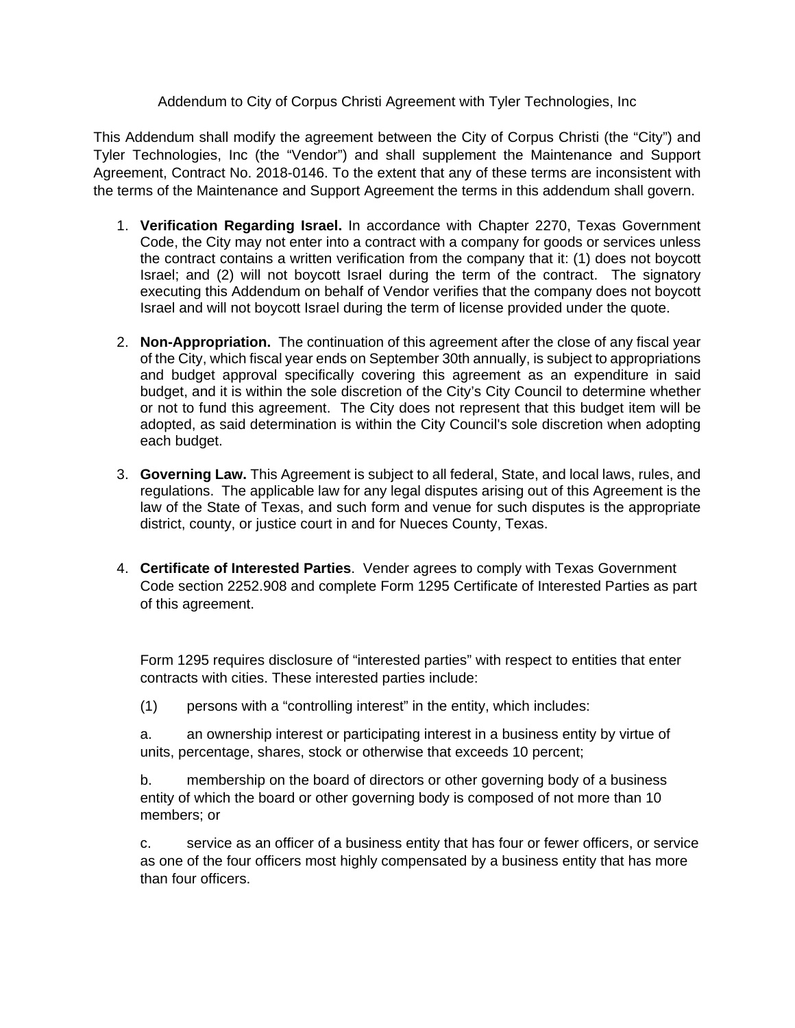Addendum to City of Corpus Christi Agreement with Tyler Technologies, Inc

This Addendum shall modify the agreement between the City of Corpus Christi (the "City") and Tyler Technologies, Inc (the "Vendor") and shall supplement the Maintenance and Support Agreement, Contract No. 2018-0146. To the extent that any of these terms are inconsistent with the terms of the Maintenance and Support Agreement the terms in this addendum shall govern.

1. **Verification Regarding Israel.** In accordance with Chapter 2270, Texas Government Code, the City may not enter into a contract with a company for goods or services unless the contract contains a written verification from the company that it: (1) does not boycott Israel; and (2) will not boycott Israel during the term of the contract. The signatory executing this Addendum on behalf of Vendor verifies that the company does not boycott Israel and will not boycott Israel during the term of license provided under the quote.

2. **Non-Appropriation.** The continuation of this agreement after the close of any fiscal year of the City, which fiscal year ends on September 30th annually, is subject to appropriations and budget approval specifically covering this agreement as an expenditure in said budget, and it is within the sole discretion of the City's City Council to determine whether or not to fund this agreement. The City does not represent that this budget item will be adopted, as said determination is within the City Council's sole discretion when adopting each budget.

3. **Governing Law.** This Agreement is subject to all federal, State, and local laws, rules, and regulations. The applicable law for any legal disputes arising out of this Agreement is the law of the State of Texas, and such form and venue for such disputes is the appropriate district, county, or justice court in and for Nueces County, Texas.

4. **Certificate of Interested Parties**. Vender agrees to comply with Texas Government Code section 2252.908 and complete Form 1295 Certificate of Interested Parties as part of this agreement.

   Form 1295 requires disclosure of "interested parties" with respect to entities that enter contracts with cities. These interested parties include:

   (1) persons with a "controlling interest" in the entity, which includes:

   a. an ownership interest or participating interest in a business entity by virtue of units, percentage, shares, stock or otherwise that exceeds 10 percent;

   b. membership on the board of directors or other governing body of a business entity of which the board or other governing body is composed of not more than 10 members; or

   c. service as an officer of a business entity that has four or fewer officers, or service as one of the four officers most highly compensated by a business entity that has more than four officers.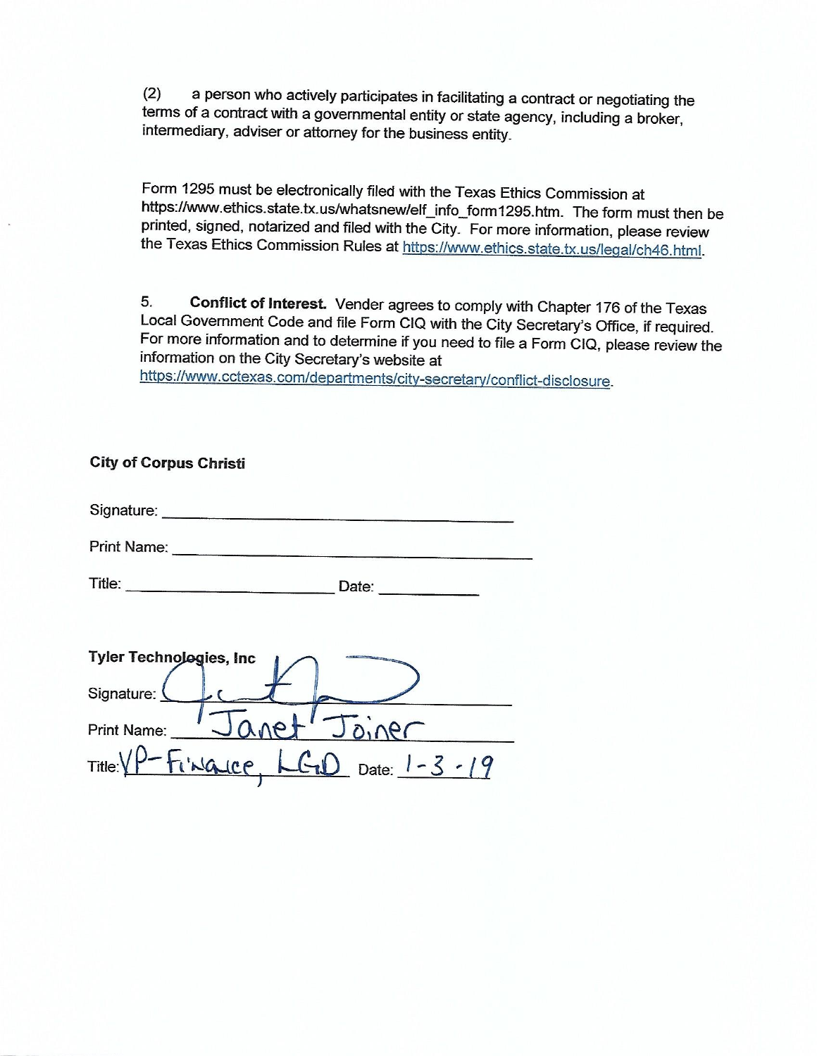(2) a person who actively participates in facilitating a contract or negotiating the terms of a contract with a governmental entity or state agency, including a broker, intermediary, adviser or attorney for the business entity.

Form 1295 must be electronically filed with the Texas Ethics Commission at https://www.ethics.state.tx.us/whatsnew/elf_info_form1295.htm. The form must then be printed, signed, notarized and filed with the City. For more information, please review the Texas Ethics Commission Rules at https://www.ethics.state.tx.us/legal/ch46.html.

5. **Conflict of Interest.** Vender agrees to comply with Chapter 176 of the Texas Local Government Code and file Form CIQ with the City Secretary's Office, if required. For more information and to determine if you need to file a Form CIQ, please review the information on the City Secretary's website at https://www.cctexas.com/departments/city-secretary/conflict-disclosure.

**City of Corpus Christi**

Signature: ______________________________

Print Name: ______________________________

Title: ____________________ Date: __________

**Tyler Technologies, Inc**

Signature: [signature]

Print Name: Janet Joiner

Title: VP-Finance, LGD Date: 1-3-19